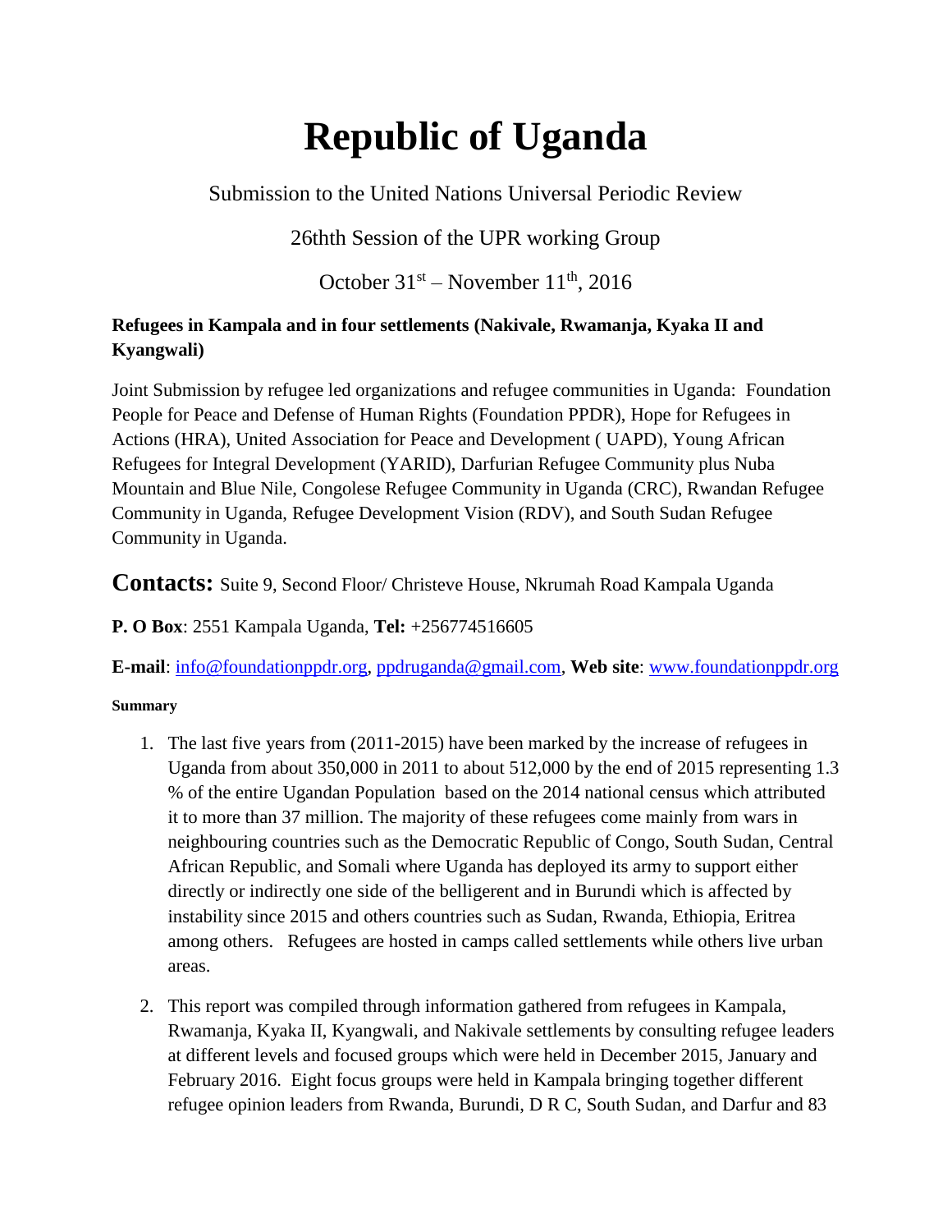# Republic of Uganda

Submission to the United Nations Universal Periodic Review

26thth Session of the UPR working Group

October 31st – November 11th, 2016

**Refugees in Kampala and in four settlements (Nakivale, Rwamanja, Kyaka II and Kyangwali)**

Joint Submission by refugee led organizations and refugee communities in Uganda: Foundation People for Peace and Defense of Human Rights (Foundation PPDR), Hope for Refugees in Actions (HRA), United Association for Peace and Development ( UAPD), Young African Refugees for Integral Development (YARID), Darfurian Refugee Community plus Nuba Mountain and Blue Nile, Congolese Refugee Community in Uganda (CRC), Rwandan Refugee Community in Uganda, Refugee Development Vision (RDV), and South Sudan Refugee Community in Uganda.

**Contacts:** Suite 9, Second Floor/ Christeve House, Nkrumah Road Kampala Uganda

**P. O Box**: 2551 Kampala Uganda, **Tel:** +256774516605

**E-mail**: info@foundationppdr.org, ppdruganda@gmail.com, **Web site**: www.foundationppdr.org

**Summary**

1. The last five years from (2011-2015) have been marked by the increase of refugees in Uganda from about 350,000 in 2011 to about 512,000 by the end of 2015 representing 1.3 % of the entire Ugandan Population based on the 2014 national census which attributed it to more than 37 million. The majority of these refugees come mainly from wars in neighbouring countries such as the Democratic Republic of Congo, South Sudan, Central African Republic, and Somali where Uganda has deployed its army to support either directly or indirectly one side of the belligerent and in Burundi which is affected by instability since 2015 and others countries such as Sudan, Rwanda, Ethiopia, Eritrea among others. Refugees are hosted in camps called settlements while others live urban areas.

2. This report was compiled through information gathered from refugees in Kampala, Rwamanja, Kyaka II, Kyangwali, and Nakivale settlements by consulting refugee leaders at different levels and focused groups which were held in December 2015, January and February 2016. Eight focus groups were held in Kampala bringing together different refugee opinion leaders from Rwanda, Burundi, D R C, South Sudan, and Darfur and 83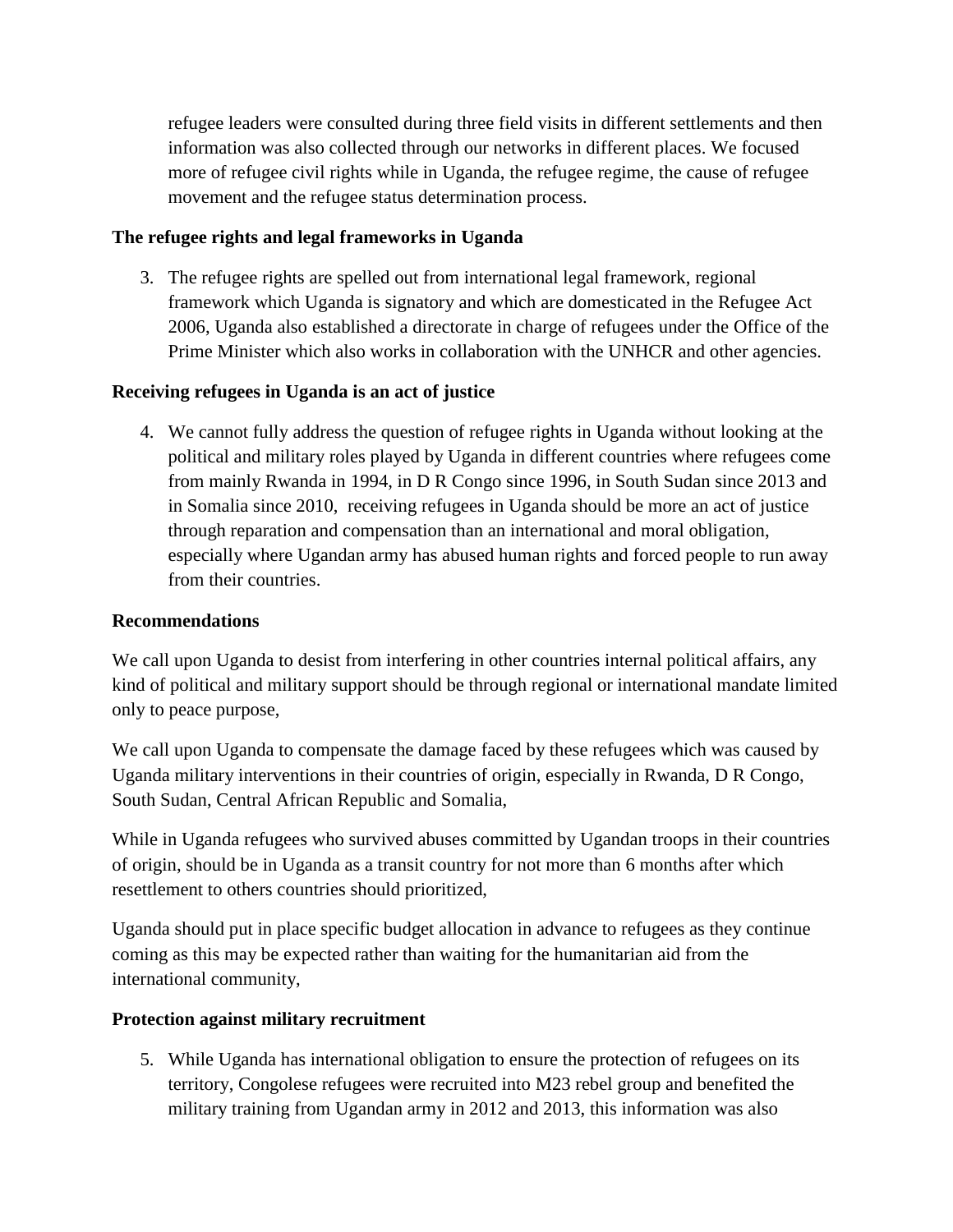refugee leaders were consulted during three field visits in different settlements and then information was also collected through our networks in different places. We focused more of refugee civil rights while in Uganda, the refugee regime, the cause of refugee movement and the refugee status determination process.

**The refugee rights and legal frameworks in Uganda**

3. The refugee rights are spelled out from international legal framework, regional framework which Uganda is signatory and which are domesticated in the Refugee Act 2006, Uganda also established a directorate in charge of refugees under the Office of the Prime Minister which also works in collaboration with the UNHCR and other agencies.

**Receiving refugees in Uganda is an act of justice**

4. We cannot fully address the question of refugee rights in Uganda without looking at the political and military roles played by Uganda in different countries where refugees come from mainly Rwanda in 1994, in D R Congo since 1996, in South Sudan since 2013 and in Somalia since 2010, receiving refugees in Uganda should be more an act of justice through reparation and compensation than an international and moral obligation, especially where Ugandan army has abused human rights and forced people to run away from their countries.

**Recommendations**

We call upon Uganda to desist from interfering in other countries internal political affairs, any kind of political and military support should be through regional or international mandate limited only to peace purpose,

We call upon Uganda to compensate the damage faced by these refugees which was caused by Uganda military interventions in their countries of origin, especially in Rwanda, D R Congo, South Sudan, Central African Republic and Somalia,

While in Uganda refugees who survived abuses committed by Ugandan troops in their countries of origin, should be in Uganda as a transit country for not more than 6 months after which resettlement to others countries should prioritized,

Uganda should put in place specific budget allocation in advance to refugees as they continue coming as this may be expected rather than waiting for the humanitarian aid from the international community,

**Protection against military recruitment**

5. While Uganda has international obligation to ensure the protection of refugees on its territory, Congolese refugees were recruited into M23 rebel group and benefited the military training from Ugandan army in 2012 and 2013, this information was also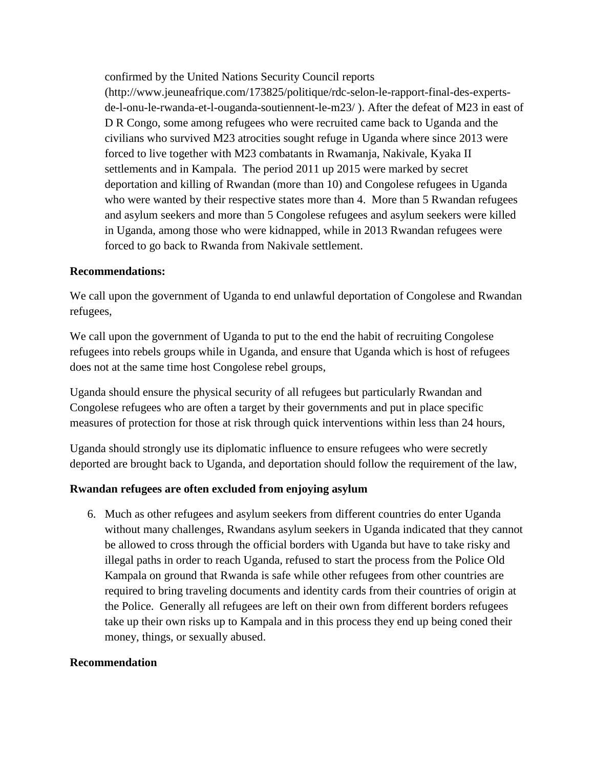confirmed by the United Nations Security Council reports (http://www.jeuneafrique.com/173825/politique/rdc-selon-le-rapport-final-des-experts-de-l-onu-le-rwanda-et-l-ouganda-soutiennent-le-m23/ ). After the defeat of M23 in east of D R Congo, some among refugees who were recruited came back to Uganda and the civilians who survived M23 atrocities sought refuge in Uganda where since 2013 were forced to live together with M23 combatants in Rwamanja, Nakivale, Kyaka II settlements and in Kampala. The period 2011 up 2015 were marked by secret deportation and killing of Rwandan (more than 10) and Congolese refugees in Uganda who were wanted by their respective states more than 4. More than 5 Rwandan refugees and asylum seekers and more than 5 Congolese refugees and asylum seekers were killed in Uganda, among those who were kidnapped, while in 2013 Rwandan refugees were forced to go back to Rwanda from Nakivale settlement.

**Recommendations:**

We call upon the government of Uganda to end unlawful deportation of Congolese and Rwandan refugees,

We call upon the government of Uganda to put to the end the habit of recruiting Congolese refugees into rebels groups while in Uganda, and ensure that Uganda which is host of refugees does not at the same time host Congolese rebel groups,

Uganda should ensure the physical security of all refugees but particularly Rwandan and Congolese refugees who are often a target by their governments and put in place specific measures of protection for those at risk through quick interventions within less than 24 hours,

Uganda should strongly use its diplomatic influence to ensure refugees who were secretly deported are brought back to Uganda, and deportation should follow the requirement of the law,

**Rwandan refugees are often excluded from enjoying asylum**

6. Much as other refugees and asylum seekers from different countries do enter Uganda without many challenges, Rwandans asylum seekers in Uganda indicated that they cannot be allowed to cross through the official borders with Uganda but have to take risky and illegal paths in order to reach Uganda, refused to start the process from the Police Old Kampala on ground that Rwanda is safe while other refugees from other countries are required to bring traveling documents and identity cards from their countries of origin at the Police. Generally all refugees are left on their own from different borders refugees take up their own risks up to Kampala and in this process they end up being coned their money, things, or sexually abused.

**Recommendation**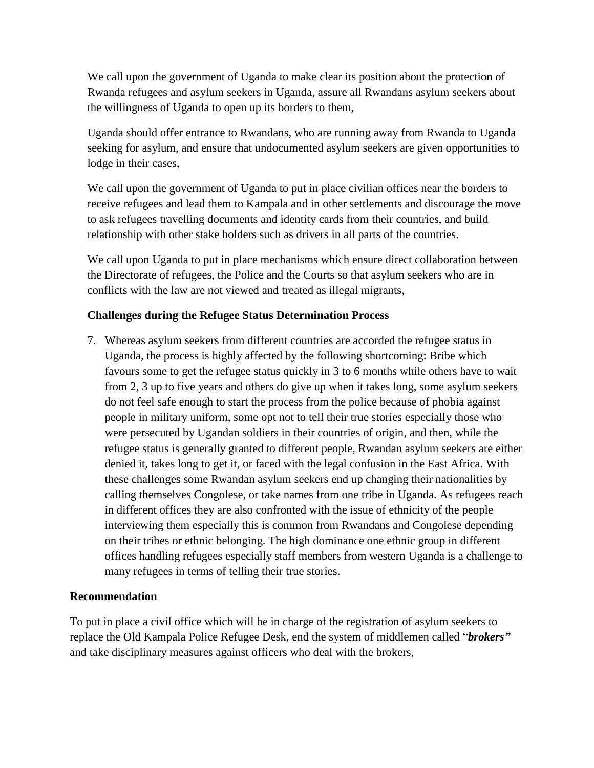We call upon the government of Uganda to make clear its position about the protection of Rwanda refugees and asylum seekers in Uganda, assure all Rwandans asylum seekers about the willingness of Uganda to open up its borders to them,

Uganda should offer entrance to Rwandans, who are running away from Rwanda to Uganda seeking for asylum, and ensure that undocumented asylum seekers are given opportunities to lodge in their cases,

We call upon the government of Uganda to put in place civilian offices near the borders to receive refugees and lead them to Kampala and in other settlements and discourage the move to ask refugees travelling documents and identity cards from their countries, and build relationship with other stake holders such as drivers in all parts of the countries.

We call upon Uganda to put in place mechanisms which ensure direct collaboration between the Directorate of refugees, the Police and the Courts so that asylum seekers who are in conflicts with the law are not viewed and treated as illegal migrants,

**Challenges during the Refugee Status Determination Process**

7. Whereas asylum seekers from different countries are accorded the refugee status in Uganda, the process is highly affected by the following shortcoming: Bribe which favours some to get the refugee status quickly in 3 to 6 months while others have to wait from 2, 3 up to five years and others do give up when it takes long, some asylum seekers do not feel safe enough to start the process from the police because of phobia against people in military uniform, some opt not to tell their true stories especially those who were persecuted by Ugandan soldiers in their countries of origin, and then, while the refugee status is generally granted to different people, Rwandan asylum seekers are either denied it, takes long to get it, or faced with the legal confusion in the East Africa. With these challenges some Rwandan asylum seekers end up changing their nationalities by calling themselves Congolese, or take names from one tribe in Uganda. As refugees reach in different offices they are also confronted with the issue of ethnicity of the people interviewing them especially this is common from Rwandans and Congolese depending on their tribes or ethnic belonging. The high dominance one ethnic group in different offices handling refugees especially staff members from western Uganda is a challenge to many refugees in terms of telling their true stories.

**Recommendation**

To put in place a civil office which will be in charge of the registration of asylum seekers to replace the Old Kampala Police Refugee Desk, end the system of middlemen called "***brokers"*** and take disciplinary measures against officers who deal with the brokers,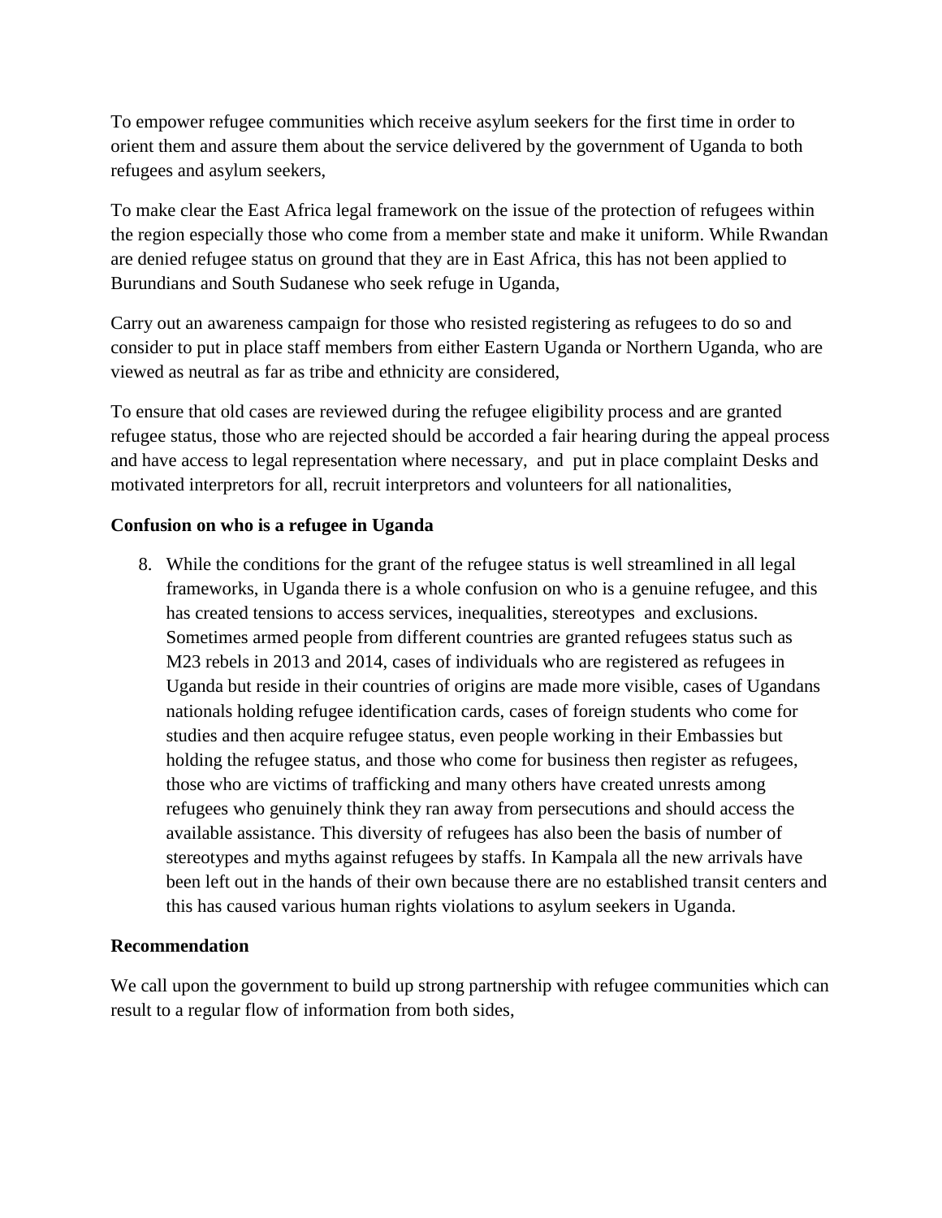To empower refugee communities which receive asylum seekers for the first time in order to orient them and assure them about the service delivered by the government of Uganda to both refugees and asylum seekers,

To make clear the East Africa legal framework on the issue of the protection of refugees within the region especially those who come from a member state and make it uniform. While Rwandan are denied refugee status on ground that they are in East Africa, this has not been applied to Burundians and South Sudanese who seek refuge in Uganda,

Carry out an awareness campaign for those who resisted registering as refugees to do so and consider to put in place staff members from either Eastern Uganda or Northern Uganda, who are viewed as neutral as far as tribe and ethnicity are considered,

To ensure that old cases are reviewed during the refugee eligibility process and are granted refugee status, those who are rejected should be accorded a fair hearing during the appeal process and have access to legal representation where necessary, and put in place complaint Desks and motivated interpretors for all, recruit interpretors and volunteers for all nationalities,

**Confusion on who is a refugee in Uganda**

8. While the conditions for the grant of the refugee status is well streamlined in all legal frameworks, in Uganda there is a whole confusion on who is a genuine refugee, and this has created tensions to access services, inequalities, stereotypes and exclusions. Sometimes armed people from different countries are granted refugees status such as M23 rebels in 2013 and 2014, cases of individuals who are registered as refugees in Uganda but reside in their countries of origins are made more visible, cases of Ugandans nationals holding refugee identification cards, cases of foreign students who come for studies and then acquire refugee status, even people working in their Embassies but holding the refugee status, and those who come for business then register as refugees, those who are victims of trafficking and many others have created unrests among refugees who genuinely think they ran away from persecutions and should access the available assistance. This diversity of refugees has also been the basis of number of stereotypes and myths against refugees by staffs. In Kampala all the new arrivals have been left out in the hands of their own because there are no established transit centers and this has caused various human rights violations to asylum seekers in Uganda.

**Recommendation**

We call upon the government to build up strong partnership with refugee communities which can result to a regular flow of information from both sides,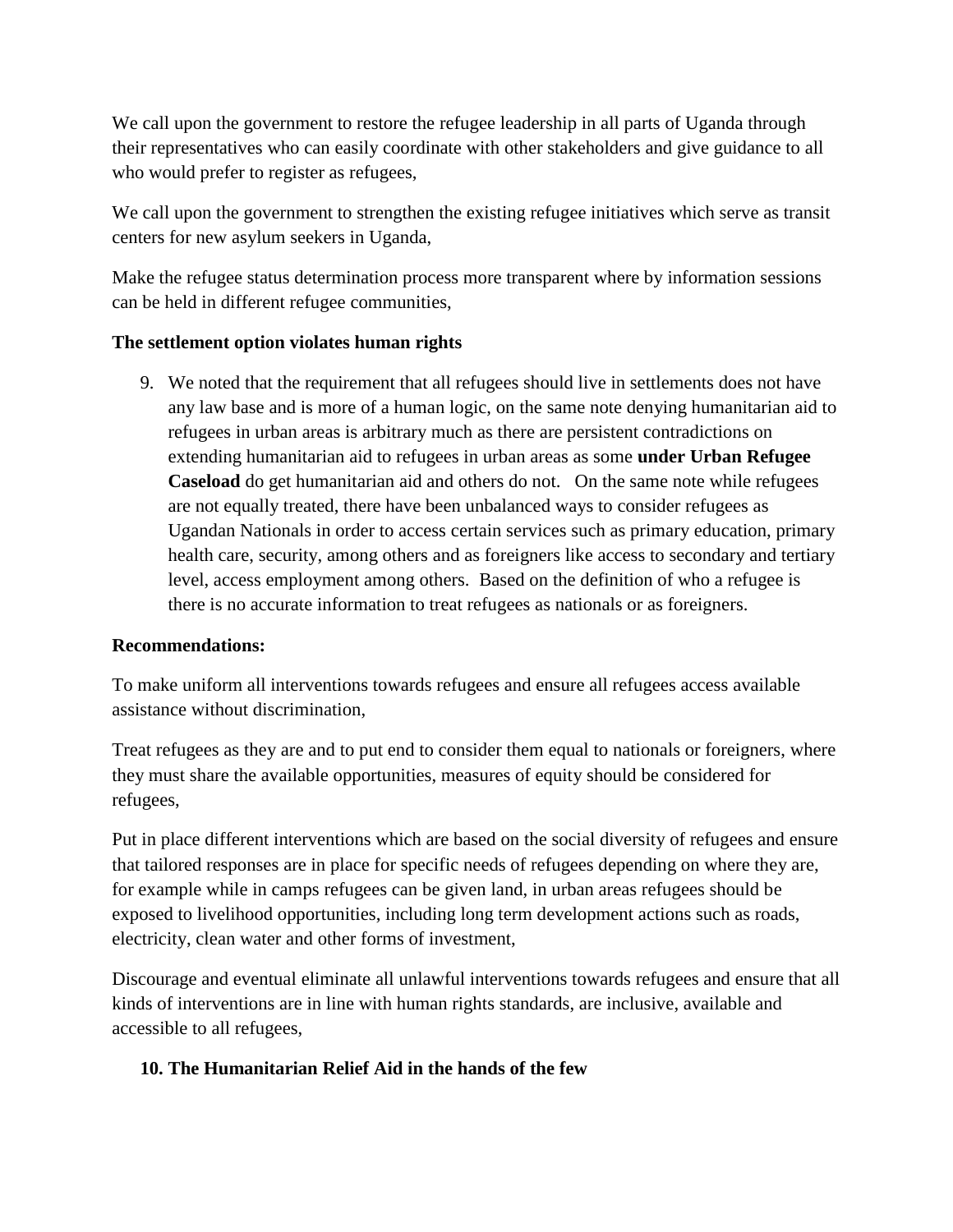We call upon the government to restore the refugee leadership in all parts of Uganda through their representatives who can easily coordinate with other stakeholders and give guidance to all who would prefer to register as refugees,

We call upon the government to strengthen the existing refugee initiatives which serve as transit centers for new asylum seekers in Uganda,

Make the refugee status determination process more transparent where by information sessions can be held in different refugee communities,

**The settlement option violates human rights**

9. We noted that the requirement that all refugees should live in settlements does not have any law base and is more of a human logic, on the same note denying humanitarian aid to refugees in urban areas is arbitrary much as there are persistent contradictions on extending humanitarian aid to refugees in urban areas as some **under Urban Refugee Caseload** do get humanitarian aid and others do not. On the same note while refugees are not equally treated, there have been unbalanced ways to consider refugees as Ugandan Nationals in order to access certain services such as primary education, primary health care, security, among others and as foreigners like access to secondary and tertiary level, access employment among others. Based on the definition of who a refugee is there is no accurate information to treat refugees as nationals or as foreigners.

**Recommendations:**

To make uniform all interventions towards refugees and ensure all refugees access available assistance without discrimination,

Treat refugees as they are and to put end to consider them equal to nationals or foreigners, where they must share the available opportunities, measures of equity should be considered for refugees,

Put in place different interventions which are based on the social diversity of refugees and ensure that tailored responses are in place for specific needs of refugees depending on where they are, for example while in camps refugees can be given land, in urban areas refugees should be exposed to livelihood opportunities, including long term development actions such as roads, electricity, clean water and other forms of investment,

Discourage and eventual eliminate all unlawful interventions towards refugees and ensure that all kinds of interventions are in line with human rights standards, are inclusive, available and accessible to all refugees,

**10. The Humanitarian Relief Aid in the hands of the few**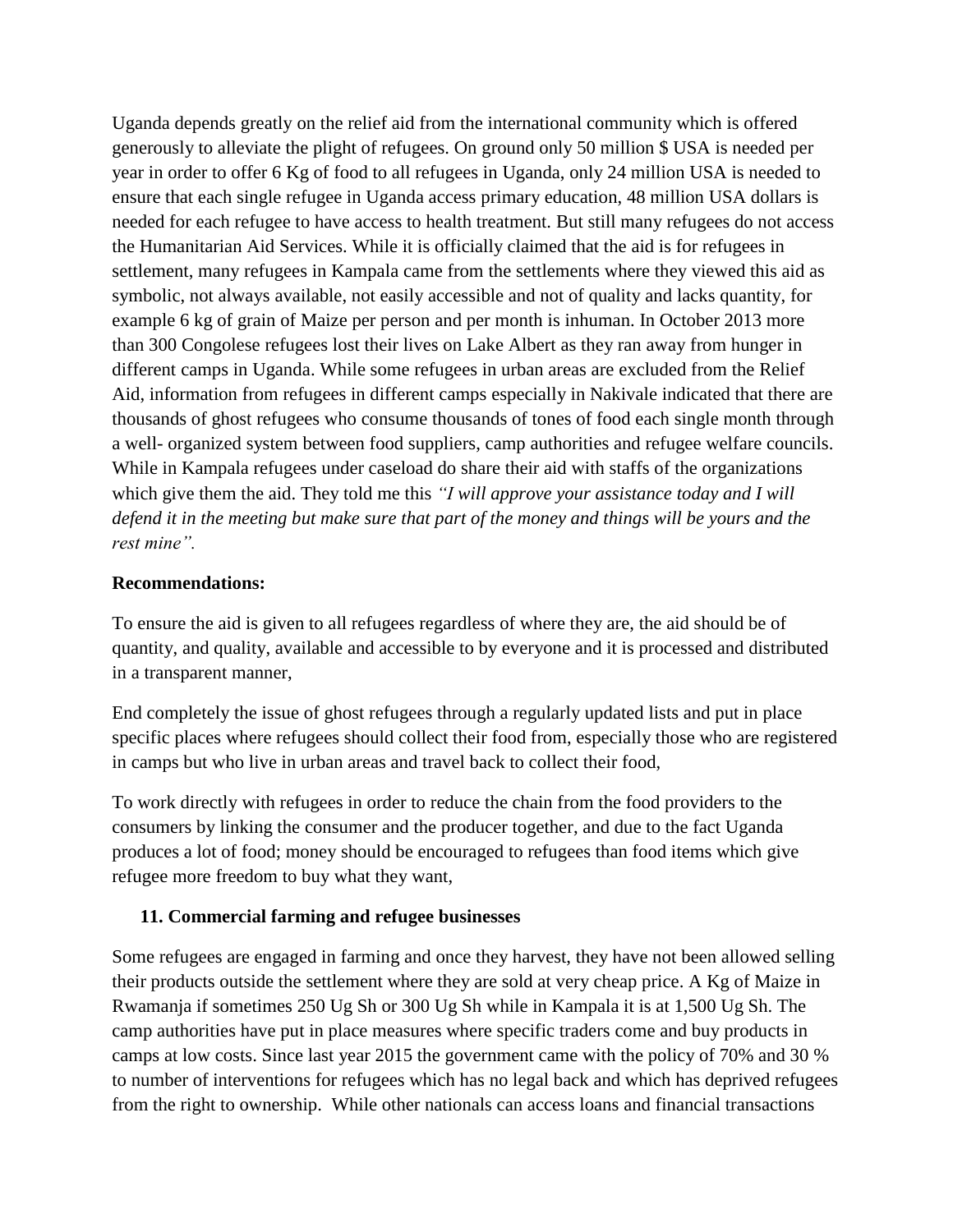Uganda depends greatly on the relief aid from the international community which is offered generously to alleviate the plight of refugees. On ground only 50 million $ USA is needed per year in order to offer 6 Kg of food to all refugees in Uganda, only 24 million USA is needed to ensure that each single refugee in Uganda access primary education, 48 million USA dollars is needed for each refugee to have access to health treatment. But still many refugees do not access the Humanitarian Aid Services. While it is officially claimed that the aid is for refugees in settlement, many refugees in Kampala came from the settlements where they viewed this aid as symbolic, not always available, not easily accessible and not of quality and lacks quantity, for example 6 kg of grain of Maize per person and per month is inhuman. In October 2013 more than 300 Congolese refugees lost their lives on Lake Albert as they ran away from hunger in different camps in Uganda. While some refugees in urban areas are excluded from the Relief Aid, information from refugees in different camps especially in Nakivale indicated that there are thousands of ghost refugees who consume thousands of tones of food each single month through a well- organized system between food suppliers, camp authorities and refugee welfare councils. While in Kampala refugees under caseload do share their aid with staffs of the organizations which give them the aid. They told me this *"I will approve your assistance today and I will defend it in the meeting but make sure that part of the money and things will be yours and the rest mine".*

**Recommendations:**

To ensure the aid is given to all refugees regardless of where they are, the aid should be of quantity, and quality, available and accessible to by everyone and it is processed and distributed in a transparent manner,

End completely the issue of ghost refugees through a regularly updated lists and put in place specific places where refugees should collect their food from, especially those who are registered in camps but who live in urban areas and travel back to collect their food,

To work directly with refugees in order to reduce the chain from the food providers to the consumers by linking the consumer and the producer together, and due to the fact Uganda produces a lot of food; money should be encouraged to refugees than food items which give refugee more freedom to buy what they want,

## 11. Commercial farming and refugee businesses

Some refugees are engaged in farming and once they harvest, they have not been allowed selling their products outside the settlement where they are sold at very cheap price. A Kg of Maize in Rwamanja if sometimes 250 Ug Sh or 300 Ug Sh while in Kampala it is at 1,500 Ug Sh. The camp authorities have put in place measures where specific traders come and buy products in camps at low costs. Since last year 2015 the government came with the policy of 70% and 30 % to number of interventions for refugees which has no legal back and which has deprived refugees from the right to ownership. While other nationals can access loans and financial transactions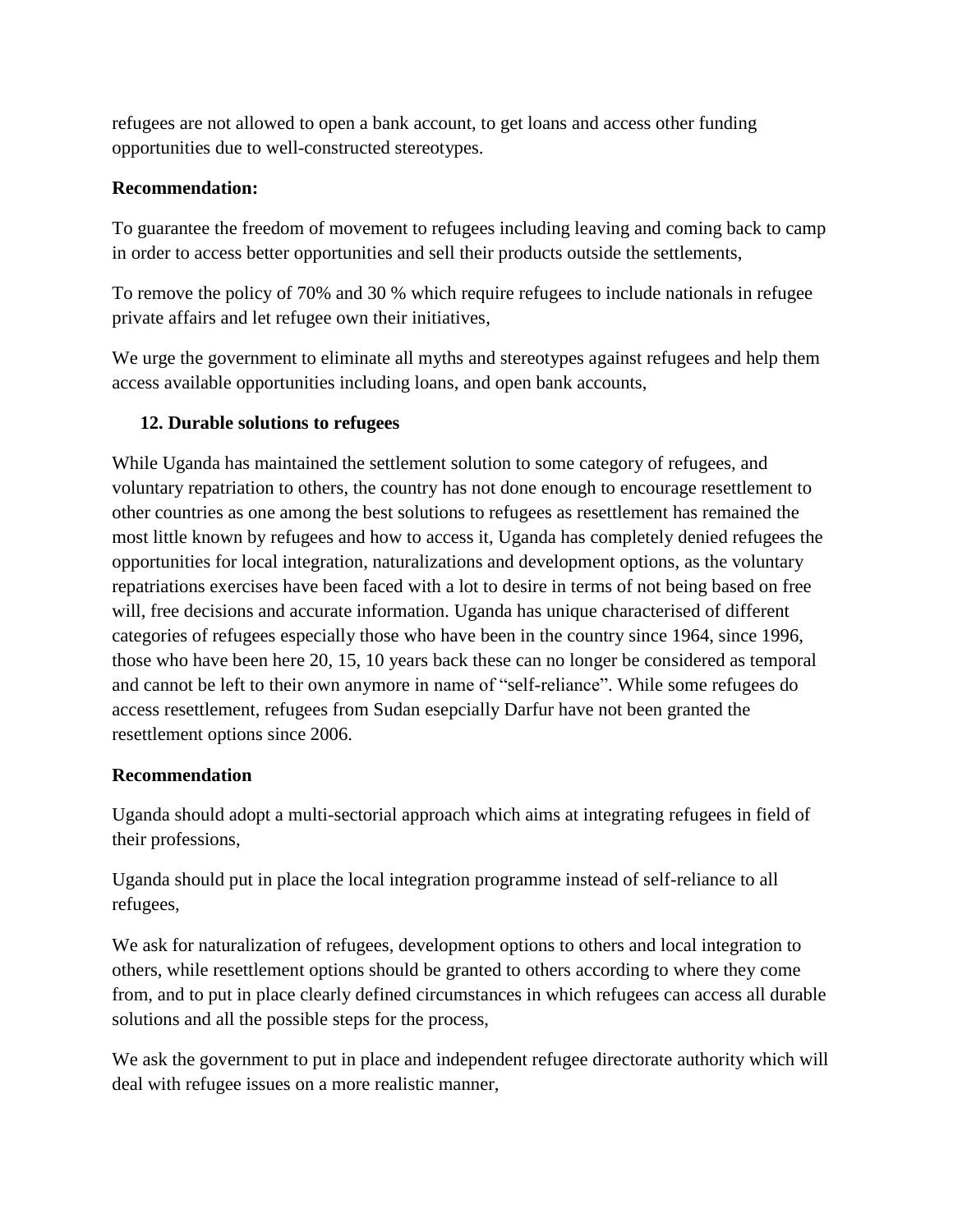refugees are not allowed to open a bank account, to get loans and access other funding opportunities due to well-constructed stereotypes.

**Recommendation:**

To guarantee the freedom of movement to refugees including leaving and coming back to camp in order to access better opportunities and sell their products outside the settlements,

To remove the policy of 70% and 30 % which require refugees to include nationals in refugee private affairs and let refugee own their initiatives,

We urge the government to eliminate all myths and stereotypes against refugees and help them access available opportunities including loans, and open bank accounts,

### 12. Durable solutions to refugees

While Uganda has maintained the settlement solution to some category of refugees, and voluntary repatriation to others, the country has not done enough to encourage resettlement to other countries as one among the best solutions to refugees as resettlement has remained the most little known by refugees and how to access it, Uganda has completely denied refugees the opportunities for local integration, naturalizations and development options, as the voluntary repatriations exercises have been faced with a lot to desire in terms of not being based on free will, free decisions and accurate information. Uganda has unique characterised of different categories of refugees especially those who have been in the country since 1964, since 1996, those who have been here 20, 15, 10 years back these can no longer be considered as temporal and cannot be left to their own anymore in name of "self-reliance". While some refugees do access resettlement, refugees from Sudan esepcially Darfur have not been granted the resettlement options since 2006.

**Recommendation**

Uganda should adopt a multi-sectorial approach which aims at integrating refugees in field of their professions,

Uganda should put in place the local integration programme instead of self-reliance to all refugees,

We ask for naturalization of refugees, development options to others and local integration to others, while resettlement options should be granted to others according to where they come from, and to put in place clearly defined circumstances in which refugees can access all durable solutions and all the possible steps for the process,

We ask the government to put in place and independent refugee directorate authority which will deal with refugee issues on a more realistic manner,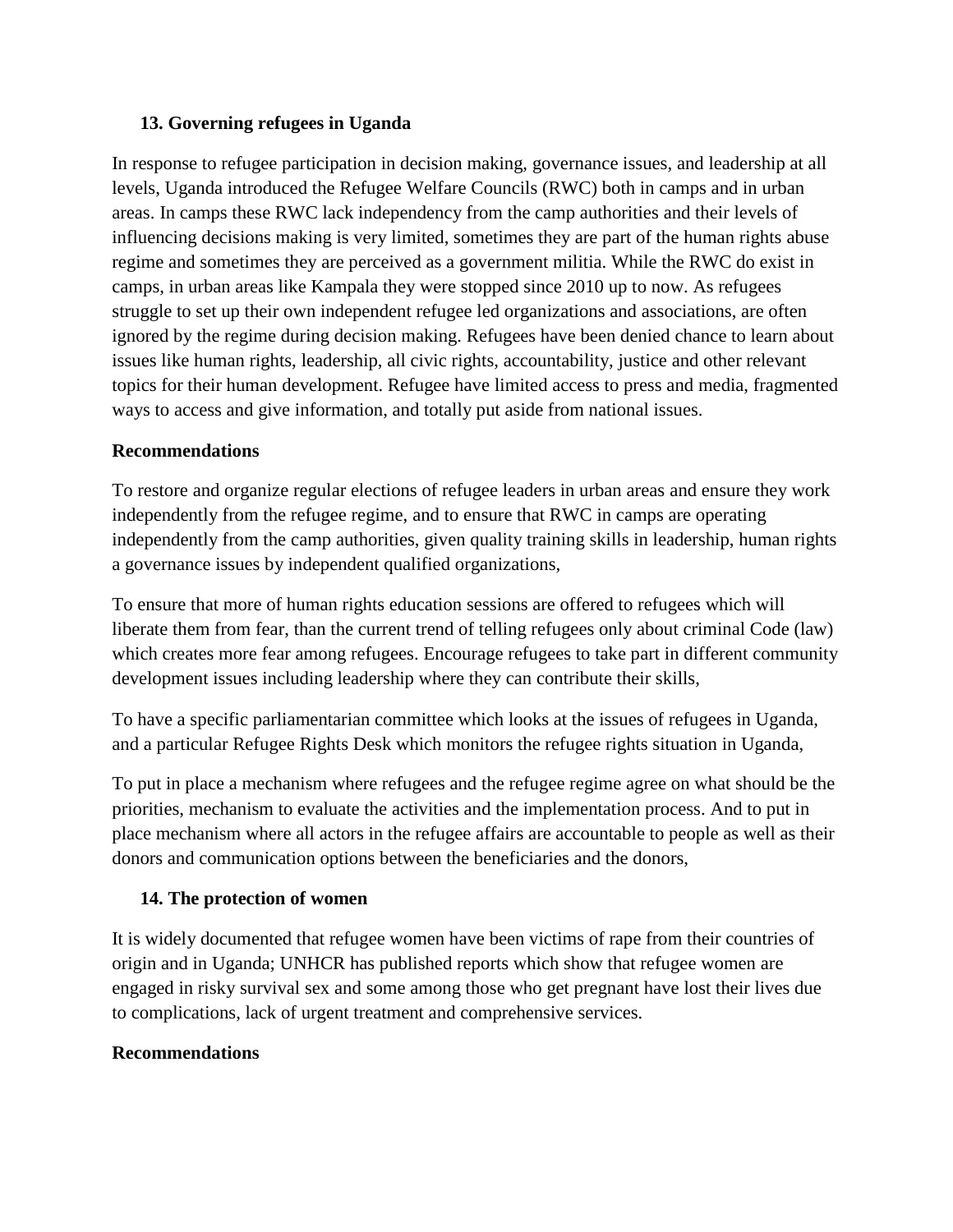## 13. Governing refugees in Uganda

In response to refugee participation in decision making, governance issues, and leadership at all levels, Uganda introduced the Refugee Welfare Councils (RWC) both in camps and in urban areas. In camps these RWC lack independency from the camp authorities and their levels of influencing decisions making is very limited, sometimes they are part of the human rights abuse regime and sometimes they are perceived as a government militia. While the RWC do exist in camps, in urban areas like Kampala they were stopped since 2010 up to now. As refugees struggle to set up their own independent refugee led organizations and associations, are often ignored by the regime during decision making. Refugees have been denied chance to learn about issues like human rights, leadership, all civic rights, accountability, justice and other relevant topics for their human development. Refugee have limited access to press and media, fragmented ways to access and give information, and totally put aside from national issues.

**Recommendations**

To restore and organize regular elections of refugee leaders in urban areas and ensure they work independently from the refugee regime, and to ensure that RWC in camps are operating independently from the camp authorities, given quality training skills in leadership, human rights a governance issues by independent qualified organizations,

To ensure that more of human rights education sessions are offered to refugees which will liberate them from fear, than the current trend of telling refugees only about criminal Code (law) which creates more fear among refugees. Encourage refugees to take part in different community development issues including leadership where they can contribute their skills,

To have a specific parliamentarian committee which looks at the issues of refugees in Uganda, and a particular Refugee Rights Desk which monitors the refugee rights situation in Uganda,

To put in place a mechanism where refugees and the refugee regime agree on what should be the priorities, mechanism to evaluate the activities and the implementation process. And to put in place mechanism where all actors in the refugee affairs are accountable to people as well as their donors and communication options between the beneficiaries and the donors,

## 14. The protection of women

It is widely documented that refugee women have been victims of rape from their countries of origin and in Uganda; UNHCR has published reports which show that refugee women are engaged in risky survival sex and some among those who get pregnant have lost their lives due to complications, lack of urgent treatment and comprehensive services.

**Recommendations**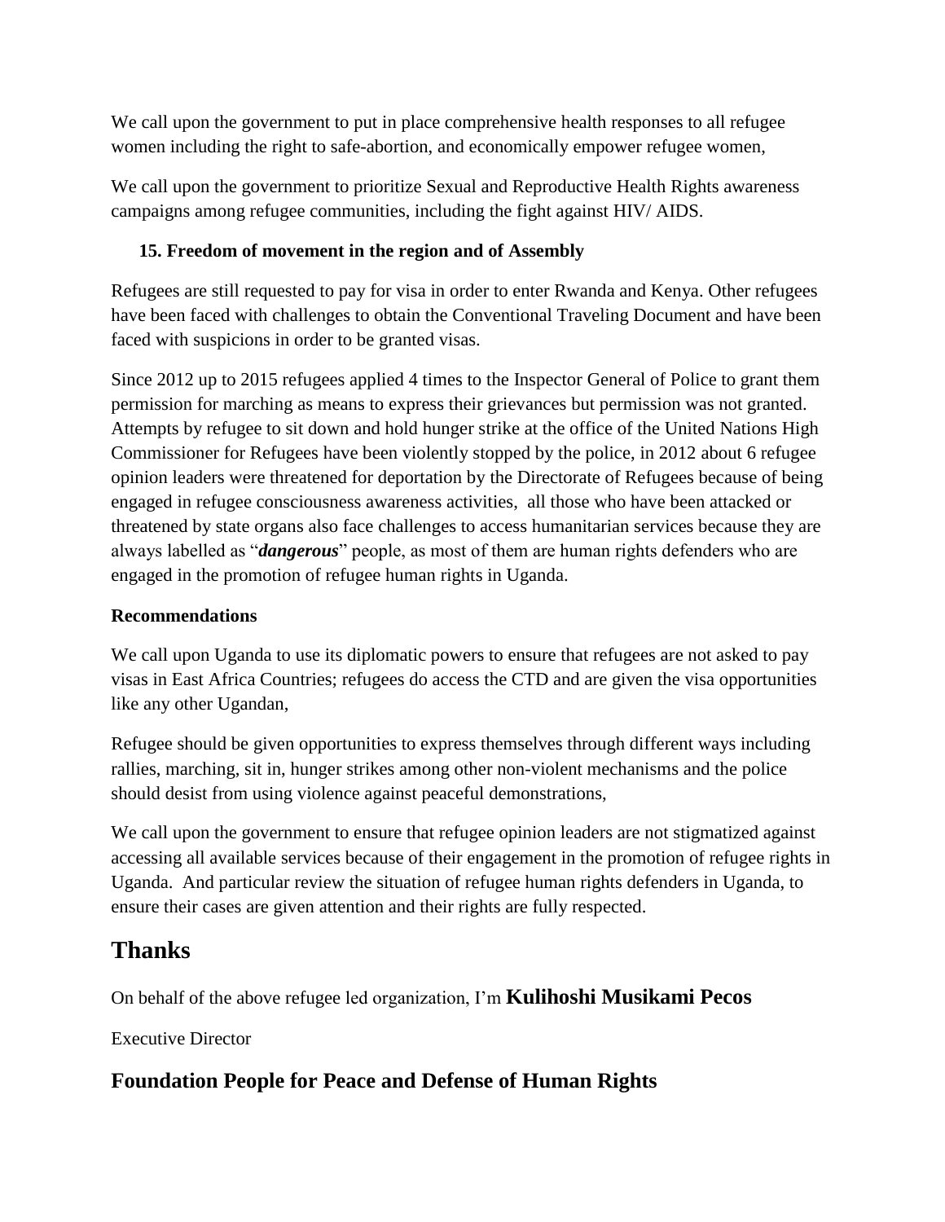We call upon the government to put in place comprehensive health responses to all refugee women including the right to safe-abortion, and economically empower refugee women,

We call upon the government to prioritize Sexual and Reproductive Health Rights awareness campaigns among refugee communities, including the fight against HIV/ AIDS.

### 15. Freedom of movement in the region and of Assembly

Refugees are still requested to pay for visa in order to enter Rwanda and Kenya. Other refugees have been faced with challenges to obtain the Conventional Traveling Document and have been faced with suspicions in order to be granted visas.

Since 2012 up to 2015 refugees applied 4 times to the Inspector General of Police to grant them permission for marching as means to express their grievances but permission was not granted. Attempts by refugee to sit down and hold hunger strike at the office of the United Nations High Commissioner for Refugees have been violently stopped by the police, in 2012 about 6 refugee opinion leaders were threatened for deportation by the Directorate of Refugees because of being engaged in refugee consciousness awareness activities, all those who have been attacked or threatened by state organs also face challenges to access humanitarian services because they are always labelled as "***dangerous***" people, as most of them are human rights defenders who are engaged in the promotion of refugee human rights in Uganda.

**Recommendations**

We call upon Uganda to use its diplomatic powers to ensure that refugees are not asked to pay visas in East Africa Countries; refugees do access the CTD and are given the visa opportunities like any other Ugandan,

Refugee should be given opportunities to express themselves through different ways including rallies, marching, sit in, hunger strikes among other non-violent mechanisms and the police should desist from using violence against peaceful demonstrations,

We call upon the government to ensure that refugee opinion leaders are not stigmatized against accessing all available services because of their engagement in the promotion of refugee rights in Uganda. And particular review the situation of refugee human rights defenders in Uganda, to ensure their cases are given attention and their rights are fully respected.

# Thanks

On behalf of the above refugee led organization, I'm **Kulihoshi Musikami Pecos**

Executive Director

## Foundation People for Peace and Defense of Human Rights